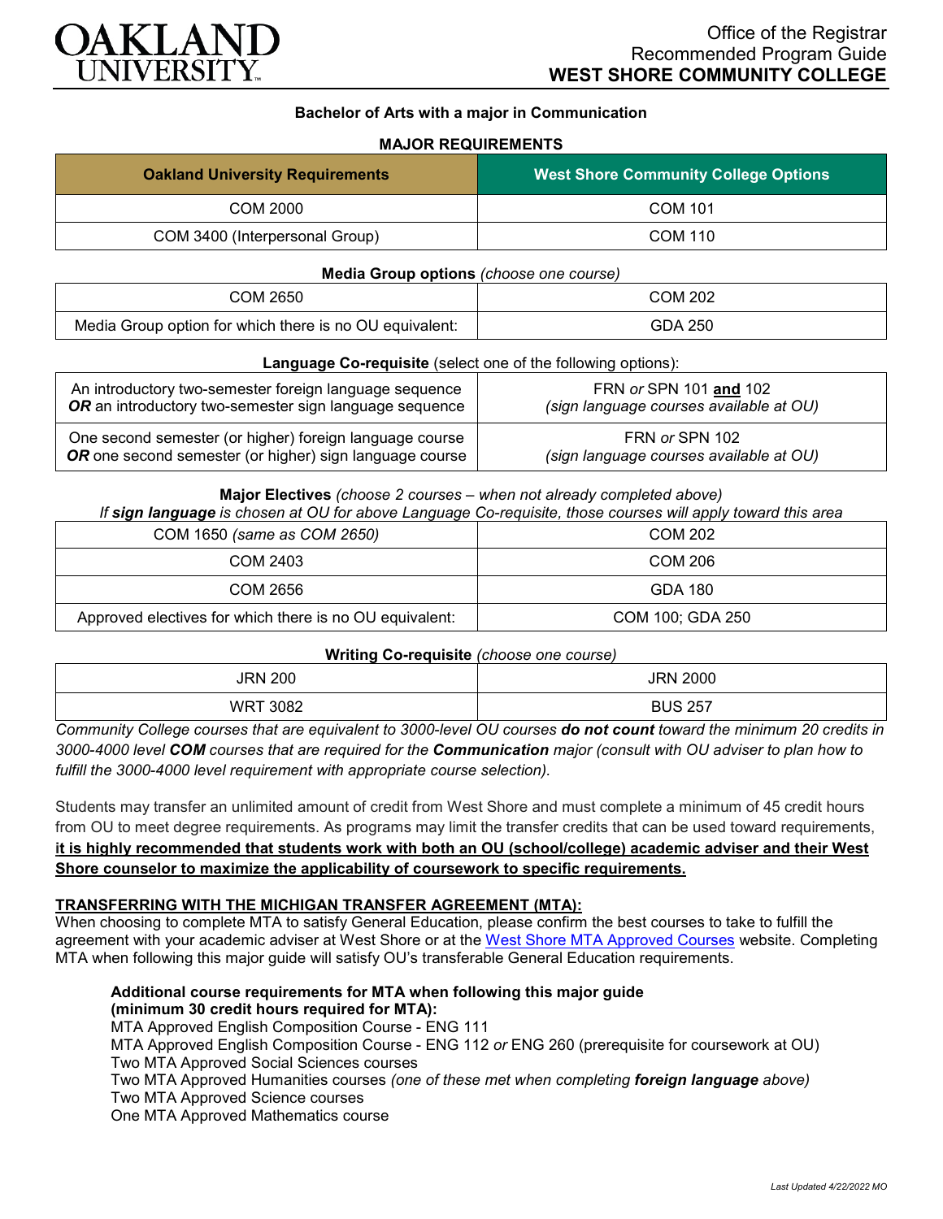# OAKLAND UNIVERSITY

Office of the Registrar
Recommended Program Guide
**WEST SHORE COMMUNITY COLLEGE**

**Bachelor of Arts with a major in Communication**

**MAJOR REQUIREMENTS**

| Oakland University Requirements | West Shore Community College Options |
|---|---|
| COM 2000 | COM 101 |
| COM 3400 (Interpersonal Group) | COM 110 |

**Media Group options** *(choose one course)*

| | |
|---|---|
| COM 2650 | COM 202 |
| Media Group option for which there is no OU equivalent: | GDA 250 |

**Language Co-requisite** (select one of the following options):

| | |
|---|---|
| An introductory two-semester foreign language sequence ***OR*** an introductory two-semester sign language sequence | FRN *or* SPN 101 **and** 102 *(sign language courses available at OU)* |
| One second semester (or higher) foreign language course ***OR*** one second semester (or higher) sign language course | FRN *or* SPN 102 *(sign language courses available at OU)* |

**Major Electives** *(choose 2 courses – when not already completed above)*
*If **sign language** is chosen at OU for above Language Co-requisite, those courses will apply toward this area*

| | |
|---|---|
| COM 1650 *(same as COM 2650)* | COM 202 |
| COM 2403 | COM 206 |
| COM 2656 | GDA 180 |
| Approved electives for which there is no OU equivalent: | COM 100; GDA 250 |

**Writing Co-requisite** *(choose one course)*

| | |
|---|---|
| JRN 200 | JRN 2000 |
| WRT 3082 | BUS 257 |

*Community College courses that are equivalent to 3000-level OU courses **do not count** toward the minimum 20 credits in 3000-4000 level **COM** courses that are required for the **Communication** major (consult with OU adviser to plan how to fulfill the 3000-4000 level requirement with appropriate course selection).*

Students may transfer an unlimited amount of credit from West Shore and must complete a minimum of 45 credit hours from OU to meet degree requirements. As programs may limit the transfer credits that can be used toward requirements, **it is highly recommended that students work with both an OU (school/college) academic adviser and their West Shore counselor to maximize the applicability of coursework to specific requirements.**

**TRANSFERRING WITH THE MICHIGAN TRANSFER AGREEMENT (MTA):**
When choosing to complete MTA to satisfy General Education, please confirm the best courses to take to fulfill the agreement with your academic adviser at West Shore or at the West Shore MTA Approved Courses website. Completing MTA when following this major guide will satisfy OU's transferable General Education requirements.

**Additional course requirements for MTA when following this major guide (minimum 30 credit hours required for MTA):**
MTA Approved English Composition Course - ENG 111
MTA Approved English Composition Course - ENG 112 *or* ENG 260 (prerequisite for coursework at OU)
Two MTA Approved Social Sciences courses
Two MTA Approved Humanities courses *(one of these met when completing **foreign language** above)*
Two MTA Approved Science courses
One MTA Approved Mathematics course

*Last Updated 4/22/2022 MO*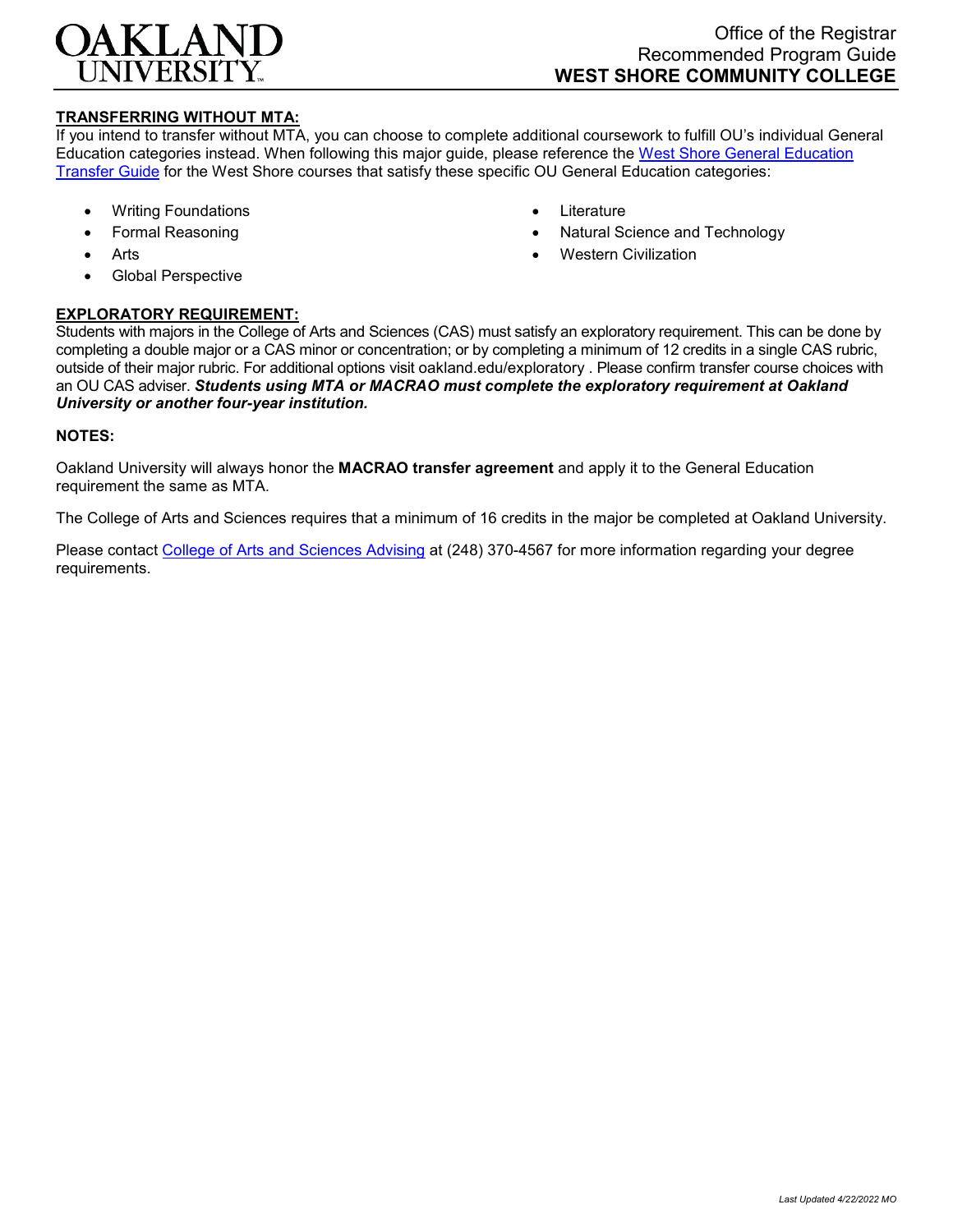**TRANSFERRING WITHOUT MTA:**

If you intend to transfer without MTA, you can choose to complete additional coursework to fulfill OU's individual General Education categories instead. When following this major guide, please reference the West Shore General Education Transfer Guide for the West Shore courses that satisfy these specific OU General Education categories:

- Writing Foundations
- Formal Reasoning
- Arts
- Global Perspective
- Literature
- Natural Science and Technology
- Western Civilization

**EXPLORATORY REQUIREMENT:**

Students with majors in the College of Arts and Sciences (CAS) must satisfy an exploratory requirement. This can be done by completing a double major or a CAS minor or concentration; or by completing a minimum of 12 credits in a single CAS rubric, outside of their major rubric. For additional options visit oakland.edu/exploratory . Please confirm transfer course choices with an OU CAS adviser. ***Students using MTA or MACRAO must complete the exploratory requirement at Oakland University or another four-year institution.***

**NOTES:**

Oakland University will always honor the **MACRAO transfer agreement** and apply it to the General Education requirement the same as MTA.

The College of Arts and Sciences requires that a minimum of 16 credits in the major be completed at Oakland University.

Please contact College of Arts and Sciences Advising at (248) 370-4567 for more information regarding your degree requirements.

*Last Updated 4/22/2022 MO*